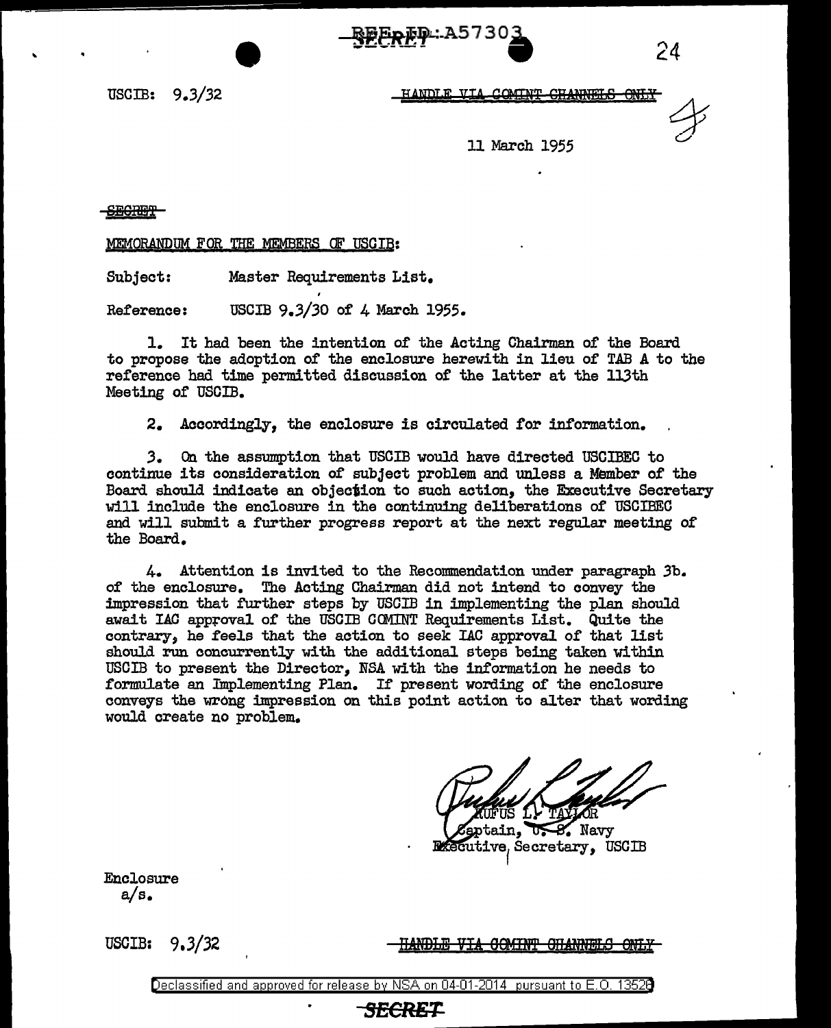USCIB: 9.3/32

HANDLE VIA COMINT CHANNELS ONLY

11 March 1955

SECRET

MEMORANDUM FOR THE MEMBERS OF USCIB:

Subject: Master Requirements List.

Reference: USCIB 9.3/30 of 4 March 1955.

1. It had been the intention of the Acting Chairman of the Board to propose the adoption of the enclosure herewith in lieu of TAB A to the reference had time permitted discussion of the latter at the 113th Meeting of USCIB.

2. Accordingly, the enclosure is circulated for information.

3. On the assumption that USCIB would have directed USCIBEC to continue its consideration of subject problem and unless a Member of the Board should indicate an objection to such action, the Executive Secretary will include the enclosure in the continuing deliberations of USCIBEC and will submit a further progress report at the next regular meeting of the Board.

4. Attention is invited to the Recommendation under paragraph 3b. of the enclosure. The Acting Chairman did not intend to convey the impression that further steps by USCIB in implementing the plan should await IAC approval of the USCIB COMINT Requirements List. Quite the contrary, he feels that the action to seek IAC approval of that list should run concurrently with the additional steps being taken within USCIB to present the Director, NSA with the information he needs to formulate an Implementing Plan. If present wording of the enclosure conveys the wrong impression on this point action to alter that wording would create no problem.

RUFUS L. TAYLOR
Captain, U. S. Navy
Executive Secretary, USCIB

Enclosure
a/s.

USCIB: 9.3/32

HANDLE VIA COMINT CHANNELS ONLY

SECRET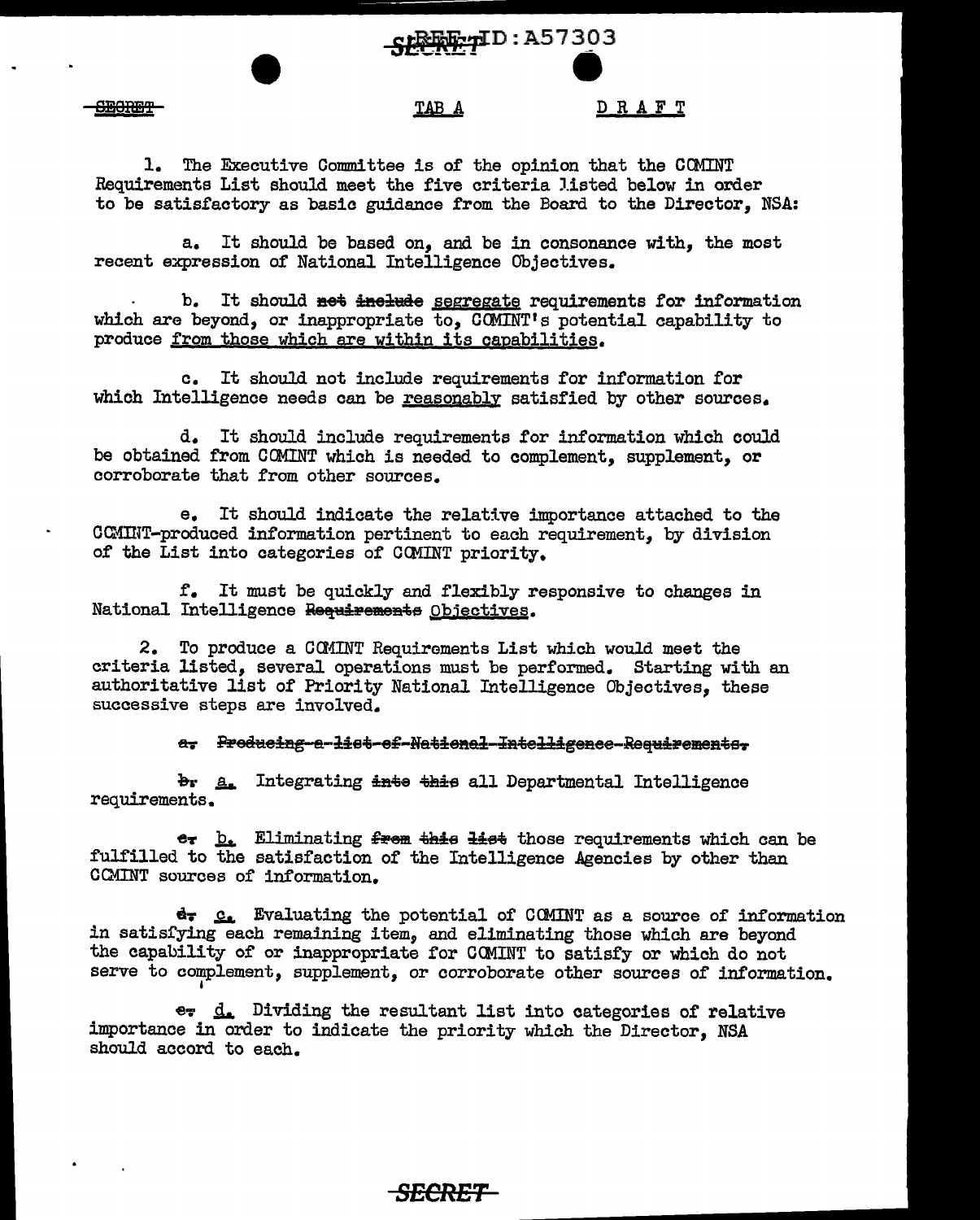SECRET TAB A DRAFT

1. The Executive Committee is of the opinion that the COMINT Requirements List should meet the five criteria listed below in order to be satisfactory as basic guidance from the Board to the Director, NSA:

a. It should be based on, and be in consonance with, the most recent expression of National Intelligence Objectives.

b. It should ~~not include~~ segregate requirements for information which are beyond, or inappropriate to, COMINT's potential capability to produce from those which are within its capabilities.

c. It should not include requirements for information for which Intelligence needs can be reasonably satisfied by other sources.

d. It should include requirements for information which could be obtained from COMINT which is needed to complement, supplement, or corroborate that from other sources.

e. It should indicate the relative importance attached to the COMINT-produced information pertinent to each requirement, by division of the List into categories of COMINT priority.

f. It must be quickly and flexibly responsive to changes in National Intelligence ~~Requirements~~ Objectives.

2. To produce a COMINT Requirements List which would meet the criteria listed, several operations must be performed. Starting with an authoritative list of Priority National Intelligence Objectives, these successive steps are involved.

~~a. Producing a list of National Intelligence Requirements.~~

~~b.~~ a. Integrating ~~into this~~ all Departmental Intelligence requirements.

~~c.~~ b. Eliminating ~~from this list~~ those requirements which can be fulfilled to the satisfaction of the Intelligence Agencies by other than COMINT sources of information.

~~d.~~ c. Evaluating the potential of COMINT as a source of information in satisfying each remaining item, and eliminating those which are beyond the capability of or inappropriate for COMINT to satisfy or which do not serve to complement, supplement, or corroborate other sources of information.

~~e.~~ d. Dividing the resultant list into categories of relative importance in order to indicate the priority which the Director, NSA should accord to each.

SECRET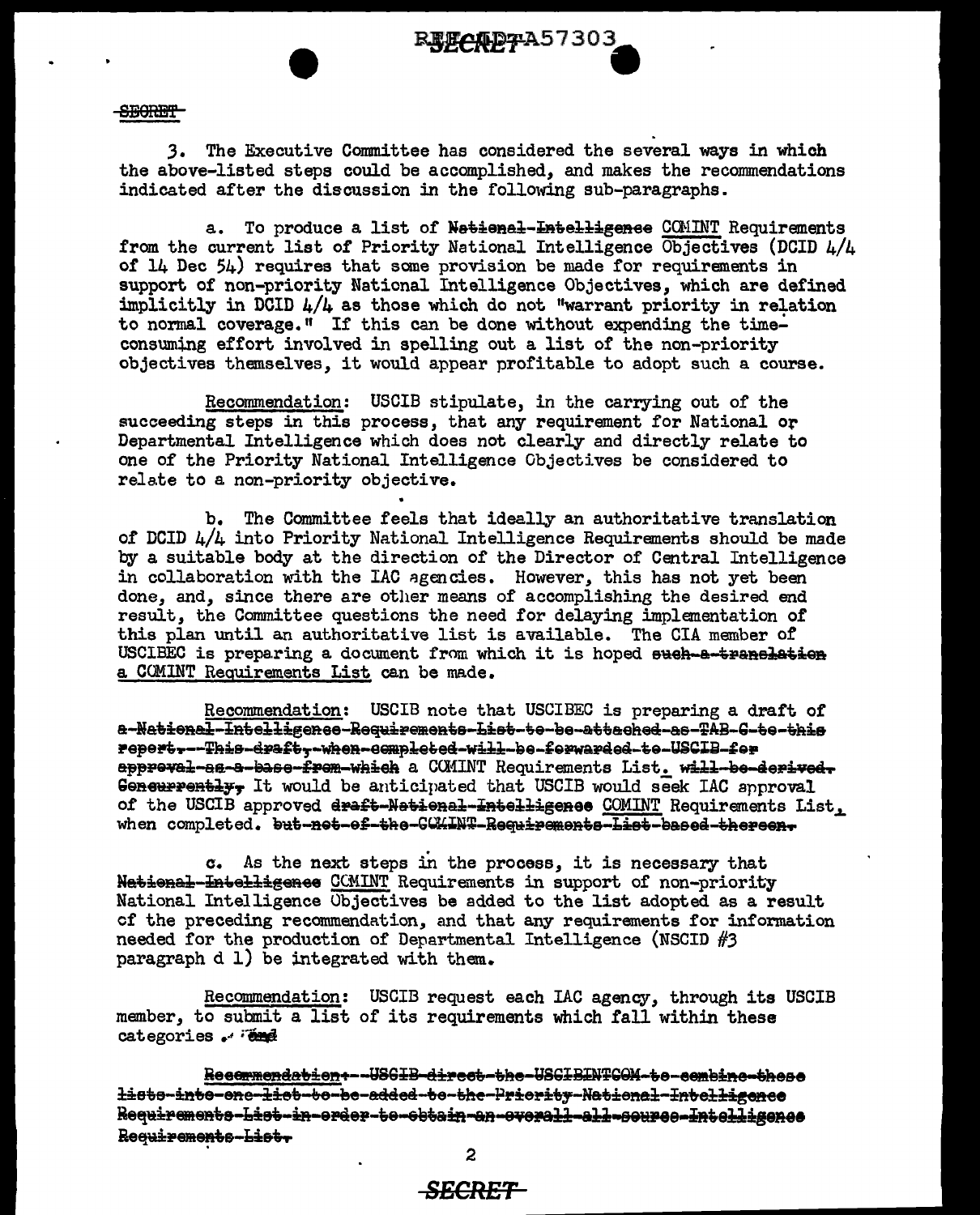3. The Executive Committee has considered the several ways in which the above-listed steps could be accomplished, and makes the recommendations indicated after the discussion in the following sub-paragraphs.

a. To produce a list of ~~National Intelligence~~ COMINT Requirements from the current list of Priority National Intelligence Objectives (DCID 4/4 of 14 Dec 54) requires that some provision be made for requirements in support of non-priority National Intelligence Objectives, which are defined implicitly in DCID 4/4 as those which do not "warrant priority in relation to normal coverage." If this can be done without expending the time-consuming effort involved in spelling out a list of the non-priority objectives themselves, it would appear profitable to adopt such a course.

Recommendation: USCIB stipulate, in the carrying out of the succeeding steps in this process, that any requirement for National or Departmental Intelligence which does not clearly and directly relate to one of the Priority National Intelligence Objectives be considered to relate to a non-priority objective.

b. The Committee feels that ideally an authoritative translation of DCID 4/4 into Priority National Intelligence Requirements should be made by a suitable body at the direction of the Director of Central Intelligence in collaboration with the IAC agencies. However, this has not yet been done, and, since there are other means of accomplishing the desired end result, the Committee questions the need for delaying implementation of this plan until an authoritative list is available. The CIA member of USCIBEC is preparing a document from which it is hoped ~~such a translation~~ a COMINT Requirements List can be made.

Recommendation: USCIB note that USCIBEC is preparing a draft of ~~a National Intelligence Requirements List to be attached as TAB C to this report. This draft, when completed will be forwarded to USCIB for approval as a base from which~~ a COMINT Requirements List. ~~will be derived. Concurrently,~~ It would be anticipated that USCIB would seek IAC approval of the USCIB approved ~~draft National Intelligence~~ COMINT Requirements List, when completed. ~~but not of the COMINT Requirements List based thereon.~~

c. As the next steps in the process, it is necessary that ~~National Intelligence~~ COMINT Requirements in support of non-priority National Intelligence Objectives be added to the list adopted as a result of the preceding recommendation, and that any requirements for information needed for the production of Departmental Intelligence (NSCID #3 paragraph d 1) be integrated with them.

Recommendation: USCIB request each IAC agency, through its USCIB member, to submit a list of its requirements which fall within these categories. ~~and~~

~~Recommendation: USCIB direct the USCIBINTCOM to combine these lists into one list to be added to the Priority National Intelligence Requirements List in order to obtain an overall all-source Intelligence Requirements List.~~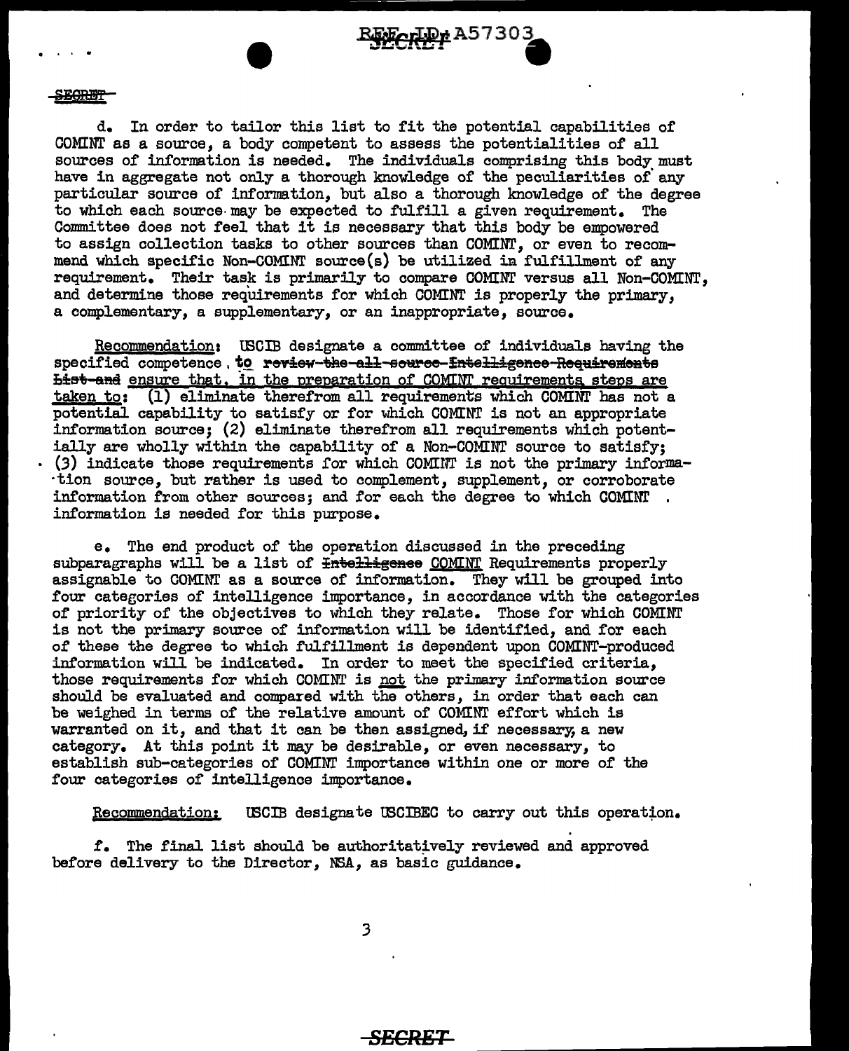SECRET

d. In order to tailor this list to fit the potential capabilities of COMINT as a source, a body competent to assess the potentialities of all sources of information is needed. The individuals comprising this body must have in aggregate not only a thorough knowledge of the peculiarities of any particular source of information, but also a thorough knowledge of the degree to which each source may be expected to fulfill a given requirement. The Committee does not feel that it is necessary that this body be empowered to assign collection tasks to other sources than COMINT, or even to recommend which specific Non-COMINT source(s) be utilized in fulfillment of any requirement. Their task is primarily to compare COMINT versus all Non-COMINT, and determine those requirements for which COMINT is properly the primary, a complementary, a supplementary, or an inappropriate, source.

Recommendation: USCIB designate a committee of individuals having the specified competence, to ~~review the all-source Intelligence Requirements List and~~ ensure that, in the preparation of COMINT requirements steps are taken to: (1) eliminate therefrom all requirements which COMINT has not a potential capability to satisfy or for which COMINT is not an appropriate information source; (2) eliminate therefrom all requirements which potentially are wholly within the capability of a Non-COMINT source to satisfy; (3) indicate those requirements for which COMINT is not the primary information source, but rather is used to complement, supplement, or corroborate information from other sources; and for each the degree to which COMINT information is needed for this purpose.

e. The end product of the operation discussed in the preceding subparagraphs will be a list of ~~Intelligence~~ COMINT Requirements properly assignable to COMINT as a source of information. They will be grouped into four categories of intelligence importance, in accordance with the categories of priority of the objectives to which they relate. Those for which COMINT is not the primary source of information will be identified, and for each of these the degree to which fulfillment is dependent upon COMINT-produced information will be indicated. In order to meet the specified criteria, those requirements for which COMINT is not the primary information source should be evaluated and compared with the others, in order that each can be weighed in terms of the relative amount of COMINT effort which is warranted on it, and that it can be then assigned, if necessary, a new category. At this point it may be desirable, or even necessary, to establish sub-categories of COMINT importance within one or more of the four categories of intelligence importance.

Recommendation: USCIB designate USCIBEC to carry out this operation.

f. The final list should be authoritatively reviewed and approved before delivery to the Director, NSA, as basic guidance.

SECRET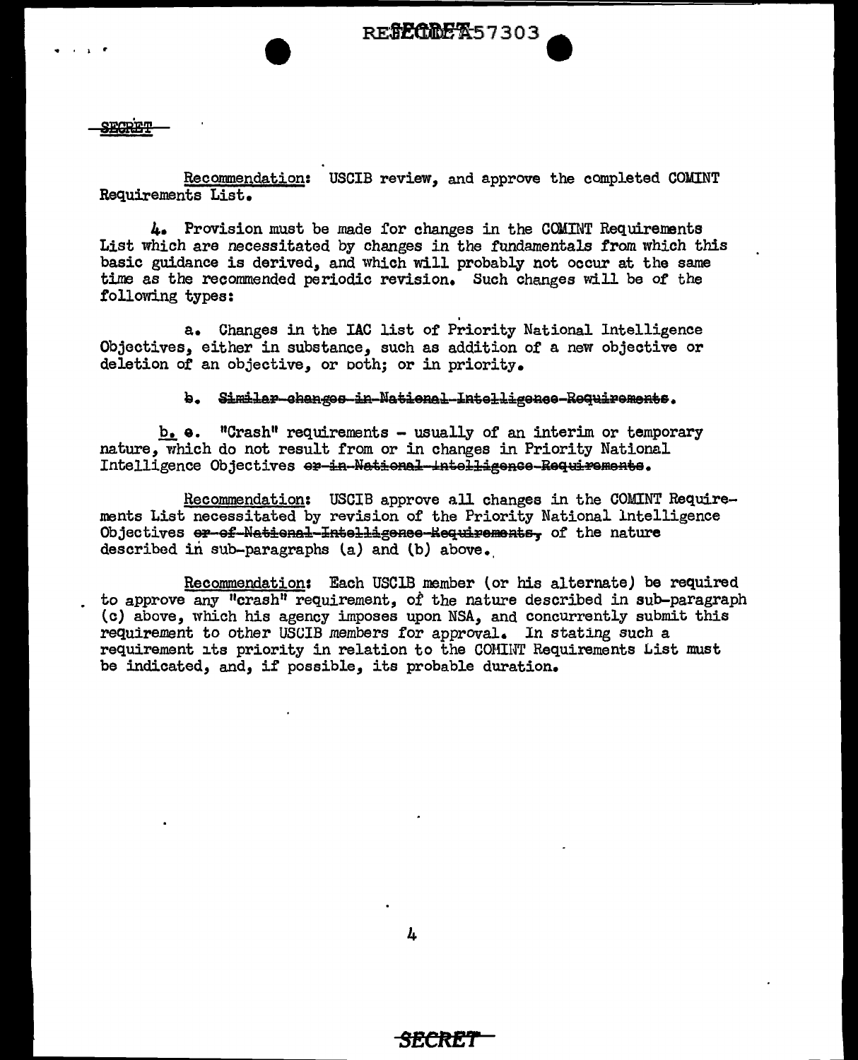SECRET

Recommendation: USCIB review, and approve the completed COMINT Requirements List.

4. Provision must be made for changes in the COMINT Requirements List which are necessitated by changes in the fundamentals from which this basic guidance is derived, and which will probably not occur at the same time as the recommended periodic revision. Such changes will be of the following types:

a. Changes in the IAC list of Priority National Intelligence Objectives, either in substance, such as addition of a new objective or deletion of an objective, or both; or in priority.

~~b. Similar changes in National Intelligence Requirements.~~

b. ~~c.~~ "Crash" requirements - usually of an interim or temporary nature, which do not result from or in changes in Priority National Intelligence Objectives ~~or in National Intelligence Requirements~~.

Recommendation: USCIB approve all changes in the COMINT Requirements List necessitated by revision of the Priority National Intelligence Objectives ~~or of National Intelligence Requirements,~~ of the nature described in sub-paragraphs (a) and (b) above.

Recommendation: Each USCIB member (or his alternate) be required to approve any "crash" requirement, of the nature described in sub-paragraph (c) above, which his agency imposes upon NSA, and concurrently submit this requirement to other USCIB members for approval. In stating such a requirement its priority in relation to the COMINT Requirements List must be indicated, and, if possible, its probable duration.

SECRET